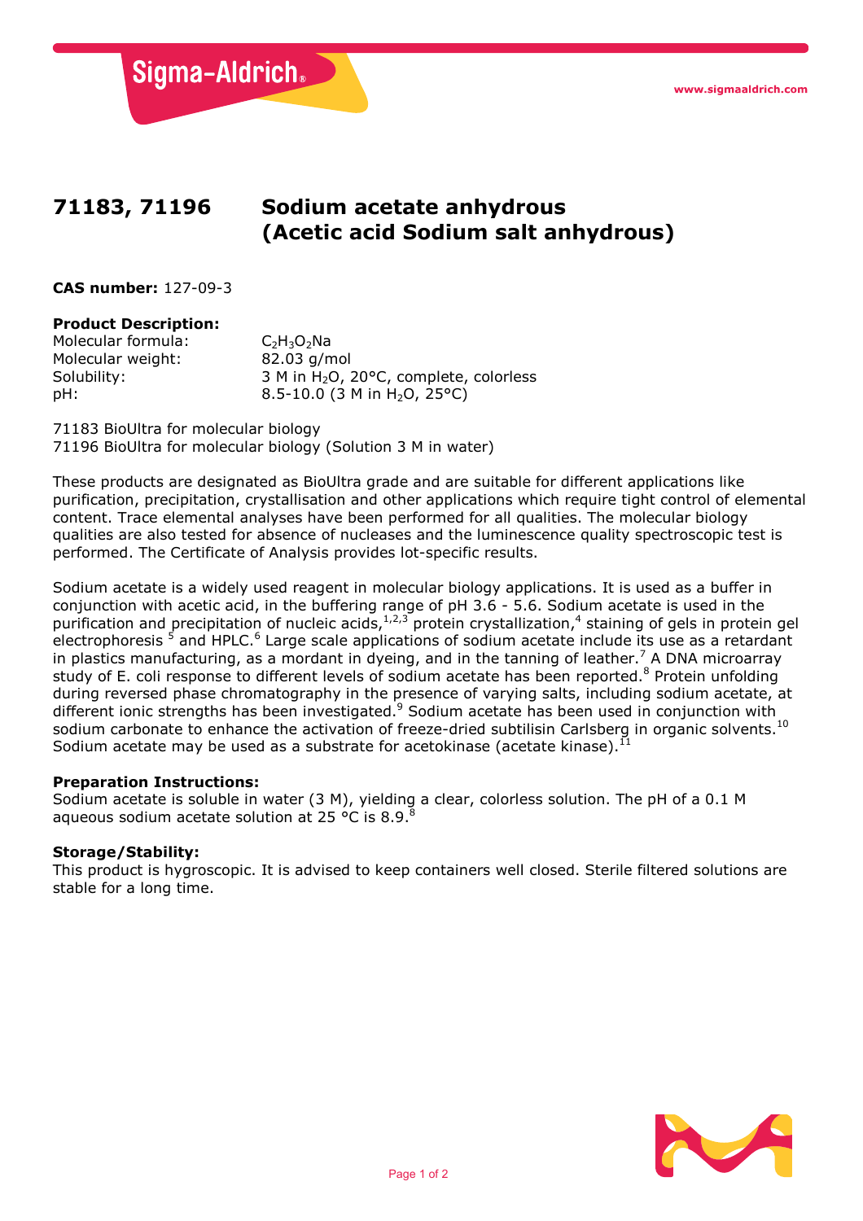# 71183, 71196 Sodium acetate anhydrous (Acetic acid Sodium salt anhydrous)

**CAS number:** 127-09-3

**Product Description:**

Molecular formula: $C_2H_3O_2Na$
Molecular weight: 82.03 g/mol
Solubility: 3 M in $H_2O$, 20°C, complete, colorless
pH: 8.5-10.0 (3 M in $H_2O$, 25°C)

71183 BioUltra for molecular biology
71196 BioUltra for molecular biology (Solution 3 M in water)

These products are designated as BioUltra grade and are suitable for different applications like purification, precipitation, crystallisation and other applications which require tight control of elemental content. Trace elemental analyses have been performed for all qualities. The molecular biology qualities are also tested for absence of nucleases and the luminescence quality spectroscopic test is performed. The Certificate of Analysis provides lot-specific results.

Sodium acetate is a widely used reagent in molecular biology applications. It is used as a buffer in conjunction with acetic acid, in the buffering range of pH 3.6 - 5.6. Sodium acetate is used in the purification and precipitation of nucleic acids,[1,2,3] protein crystallization,[4] staining of gels in protein gel electrophoresis [5] and HPLC.[6] Large scale applications of sodium acetate include its use as a retardant in plastics manufacturing, as a mordant in dyeing, and in the tanning of leather.[7] A DNA microarray study of E. coli response to different levels of sodium acetate has been reported.[8] Protein unfolding during reversed phase chromatography in the presence of varying salts, including sodium acetate, at different ionic strengths has been investigated.[9] Sodium acetate has been used in conjunction with sodium carbonate to enhance the activation of freeze-dried subtilisin Carlsberg in organic solvents.[10] Sodium acetate may be used as a substrate for acetokinase (acetate kinase).[11]

**Preparation Instructions:**
Sodium acetate is soluble in water (3 M), yielding a clear, colorless solution. The pH of a 0.1 M aqueous sodium acetate solution at 25 °C is 8.9.[8]

**Storage/Stability:**
This product is hygroscopic. It is advised to keep containers well closed. Sterile filtered solutions are stable for a long time.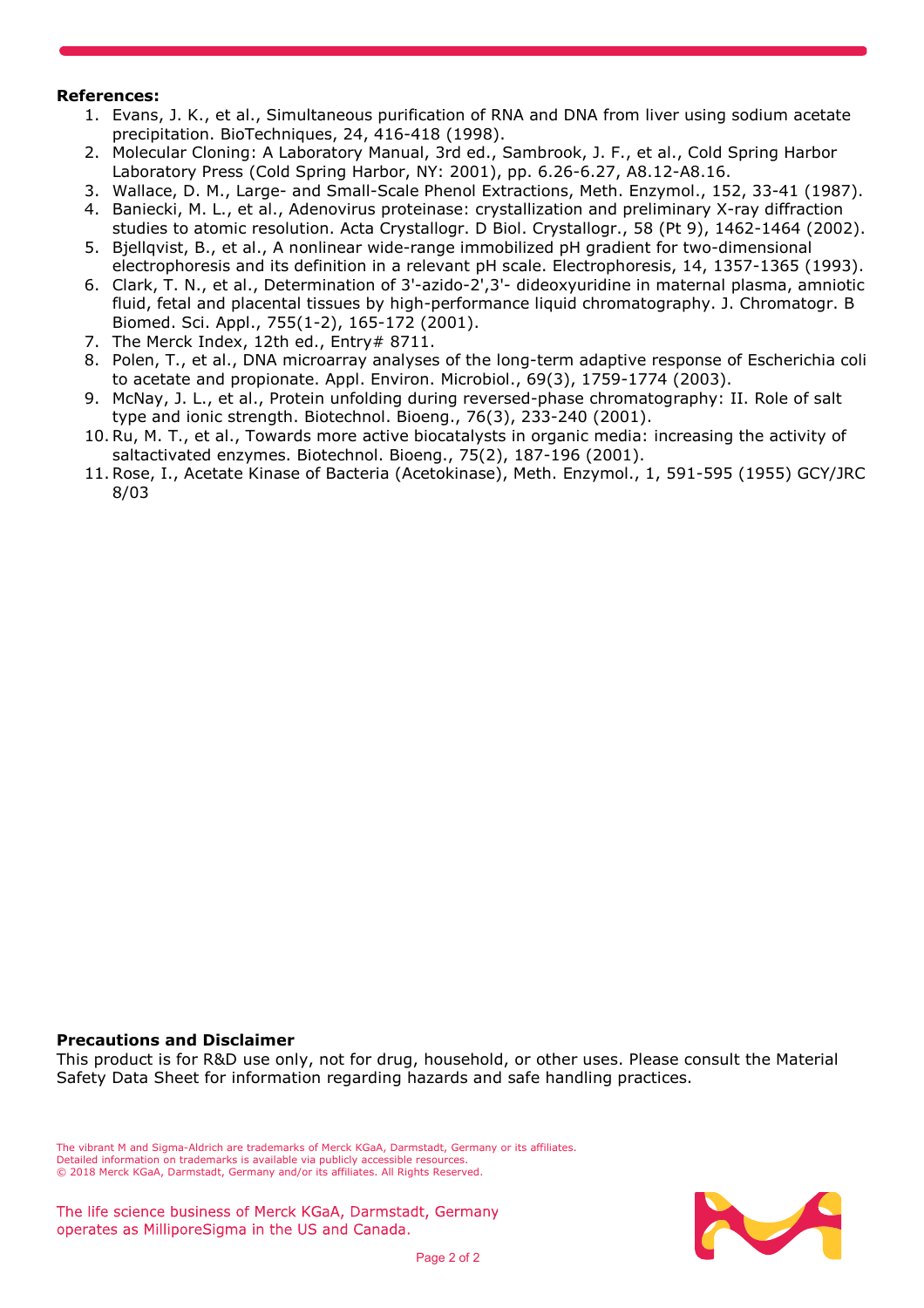**References:**

1. Evans, J. K., et al., Simultaneous purification of RNA and DNA from liver using sodium acetate precipitation. BioTechniques, 24, 416-418 (1998).
2. Molecular Cloning: A Laboratory Manual, 3rd ed., Sambrook, J. F., et al., Cold Spring Harbor Laboratory Press (Cold Spring Harbor, NY: 2001), pp. 6.26-6.27, A8.12-A8.16.
3. Wallace, D. M., Large- and Small-Scale Phenol Extractions, Meth. Enzymol., 152, 33-41 (1987).
4. Baniecki, M. L., et al., Adenovirus proteinase: crystallization and preliminary X-ray diffraction studies to atomic resolution. Acta Crystallogr. D Biol. Crystallogr., 58 (Pt 9), 1462-1464 (2002).
5. Bjellqvist, B., et al., A nonlinear wide-range immobilized pH gradient for two-dimensional electrophoresis and its definition in a relevant pH scale. Electrophoresis, 14, 1357-1365 (1993).
6. Clark, T. N., et al., Determination of 3'-azido-2',3'- dideoxyuridine in maternal plasma, amniotic fluid, fetal and placental tissues by high-performance liquid chromatography. J. Chromatogr. B Biomed. Sci. Appl., 755(1-2), 165-172 (2001).
7. The Merck Index, 12th ed., Entry# 8711.
8. Polen, T., et al., DNA microarray analyses of the long-term adaptive response of Escherichia coli to acetate and propionate. Appl. Environ. Microbiol., 69(3), 1759-1774 (2003).
9. McNay, J. L., et al., Protein unfolding during reversed-phase chromatography: II. Role of salt type and ionic strength. Biotechnol. Bioeng., 76(3), 233-240 (2001).
10. Ru, M. T., et al., Towards more active biocatalysts in organic media: increasing the activity of saltactivated enzymes. Biotechnol. Bioeng., 75(2), 187-196 (2001).
11. Rose, I., Acetate Kinase of Bacteria (Acetokinase), Meth. Enzymol., 1, 591-595 (1955) GCY/JRC 8/03

**Precautions and Disclaimer**

This product is for R&D use only, not for drug, household, or other uses. Please consult the Material Safety Data Sheet for information regarding hazards and safe handling practices.

The vibrant M and Sigma-Aldrich are trademarks of Merck KGaA, Darmstadt, Germany or its affiliates.
Detailed information on trademarks is available via publicly accessible resources.
© 2018 Merck KGaA, Darmstadt, Germany and/or its affiliates. All Rights Reserved.

The life science business of Merck KGaA, Darmstadt, Germany operates as MilliporeSigma in the US and Canada.